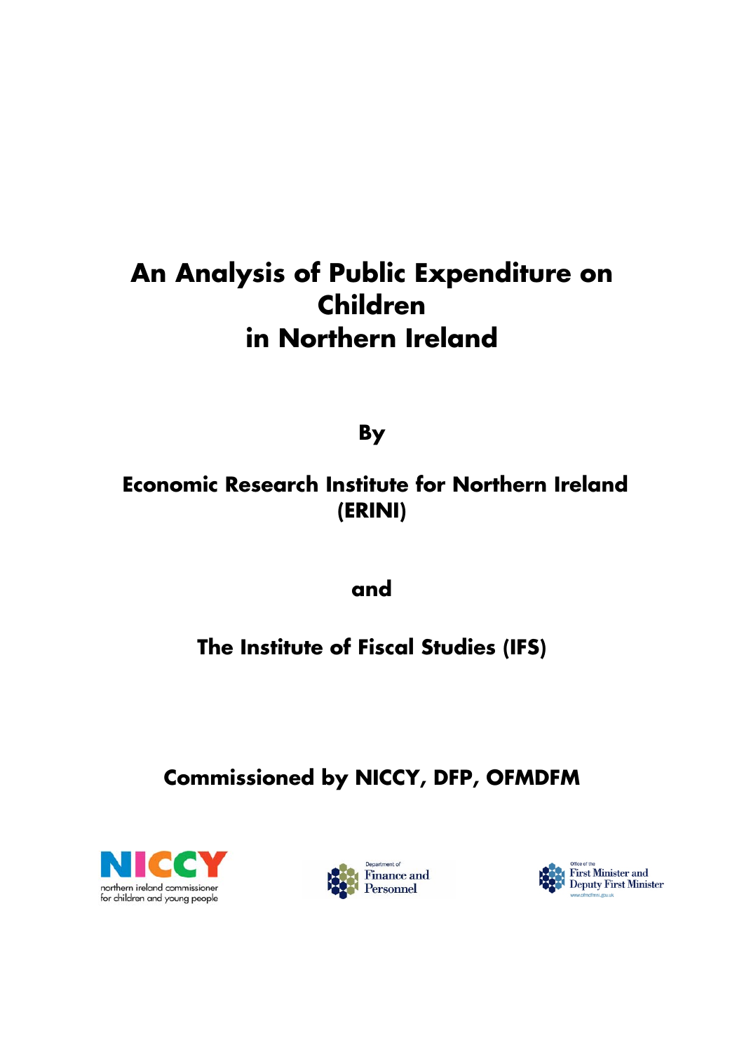# An Analysis of Public Expenditure on Children in Northern Ireland

**By**

**Economic Research Institute for Northern Ireland (ERINI)**

**and**

**The Institute of Fiscal Studies (IFS)**

**Commissioned by NICCY, DFP, OFMDFM**

NICCY northern ireland commissioner for children and young people

Department of Finance and Personnel

Office of the First Minister and Deputy First Minister www.ofmdfmni.gov.uk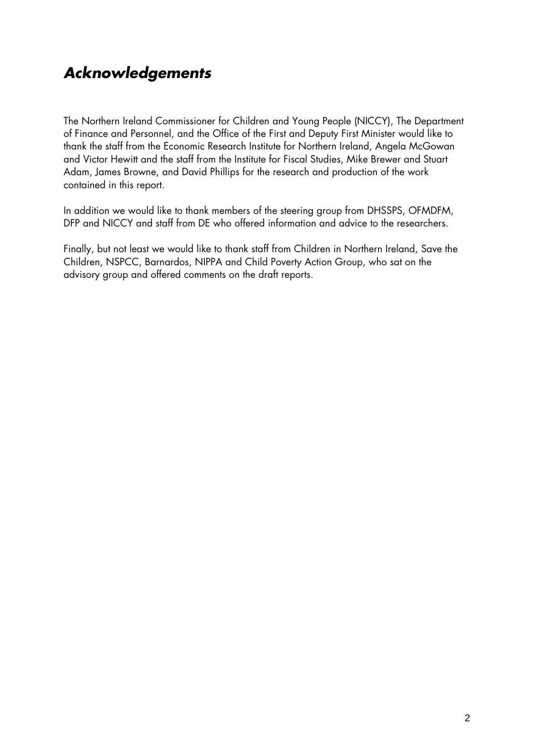## *Acknowledgements*

The Northern Ireland Commissioner for Children and Young People (NICCY), The Department of Finance and Personnel, and the Office of the First and Deputy First Minister would like to thank the staff from the Economic Research Institute for Northern Ireland, Angela McGowan and Victor Hewitt and the staff from the Institute for Fiscal Studies, Mike Brewer and Stuart Adam, James Browne, and David Phillips for the research and production of the work contained in this report.

In addition we would like to thank members of the steering group from DHSSPS, OFMDFM, DFP and NICCY and staff from DE who offered information and advice to the researchers.

Finally, but not least we would like to thank staff from Children in Northern Ireland, Save the Children, NSPCC, Barnardos, NIPPA and Child Poverty Action Group, who sat on the advisory group and offered comments on the draft reports.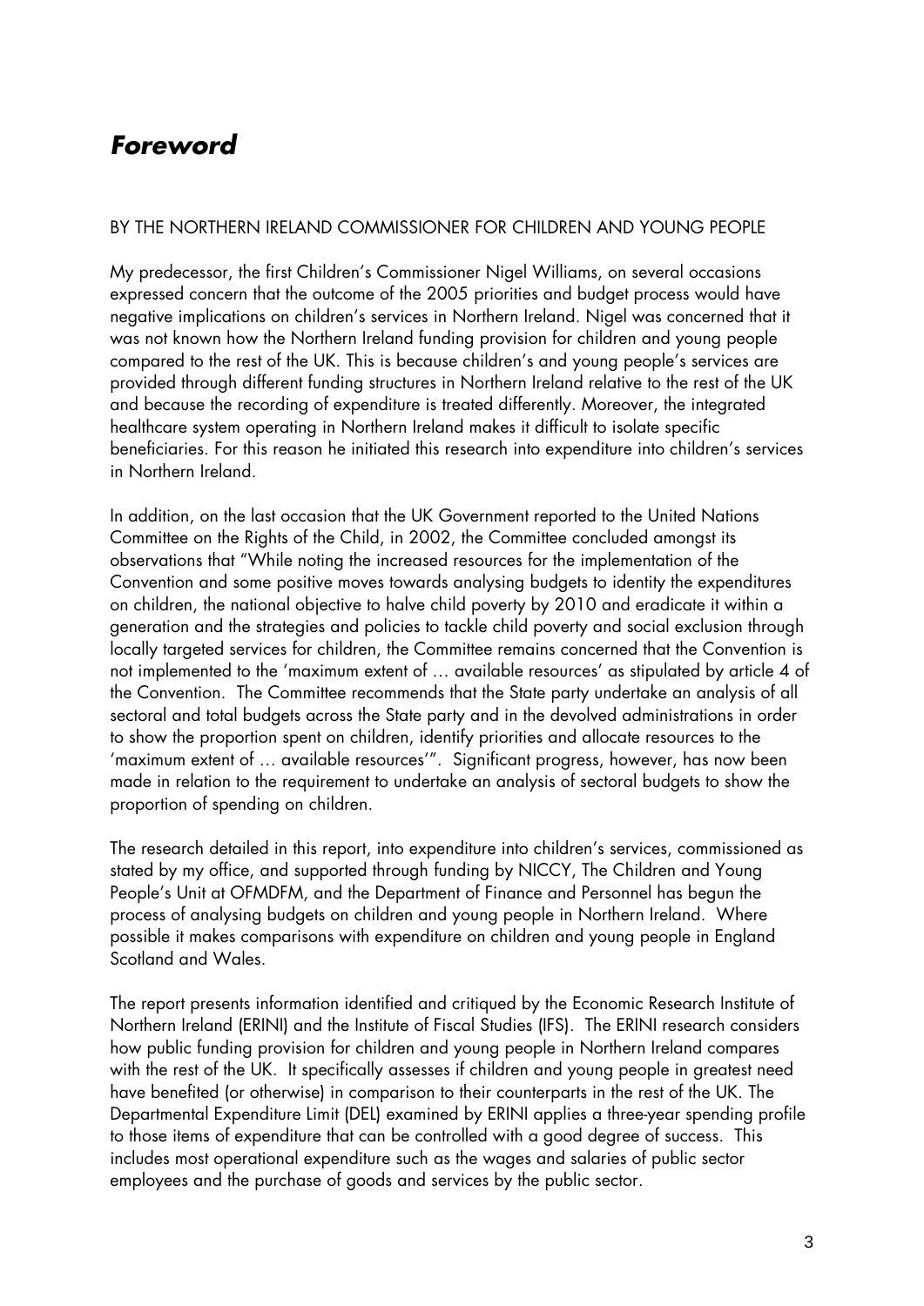# *Foreword*

BY THE NORTHERN IRELAND COMMISSIONER FOR CHILDREN AND YOUNG PEOPLE

My predecessor, the first Children's Commissioner Nigel Williams, on several occasions expressed concern that the outcome of the 2005 priorities and budget process would have negative implications on children's services in Northern Ireland. Nigel was concerned that it was not known how the Northern Ireland funding provision for children and young people compared to the rest of the UK. This is because children's and young people's services are provided through different funding structures in Northern Ireland relative to the rest of the UK and because the recording of expenditure is treated differently. Moreover, the integrated healthcare system operating in Northern Ireland makes it difficult to isolate specific beneficiaries. For this reason he initiated this research into expenditure into children's services in Northern Ireland.

In addition, on the last occasion that the UK Government reported to the United Nations Committee on the Rights of the Child, in 2002, the Committee concluded amongst its observations that "While noting the increased resources for the implementation of the Convention and some positive moves towards analysing budgets to identity the expenditures on children, the national objective to halve child poverty by 2010 and eradicate it within a generation and the strategies and policies to tackle child poverty and social exclusion through locally targeted services for children, the Committee remains concerned that the Convention is not implemented to the 'maximum extent of … available resources' as stipulated by article 4 of the Convention. The Committee recommends that the State party undertake an analysis of all sectoral and total budgets across the State party and in the devolved administrations in order to show the proportion spent on children, identify priorities and allocate resources to the 'maximum extent of … available resources'". Significant progress, however, has now been made in relation to the requirement to undertake an analysis of sectoral budgets to show the proportion of spending on children.

The research detailed in this report, into expenditure into children's services, commissioned as stated by my office, and supported through funding by NICCY, The Children and Young People's Unit at OFMDFM, and the Department of Finance and Personnel has begun the process of analysing budgets on children and young people in Northern Ireland. Where possible it makes comparisons with expenditure on children and young people in England Scotland and Wales.

The report presents information identified and critiqued by the Economic Research Institute of Northern Ireland (ERINI) and the Institute of Fiscal Studies (IFS). The ERINI research considers how public funding provision for children and young people in Northern Ireland compares with the rest of the UK. It specifically assesses if children and young people in greatest need have benefited (or otherwise) in comparison to their counterparts in the rest of the UK. The Departmental Expenditure Limit (DEL) examined by ERINI applies a three-year spending profile to those items of expenditure that can be controlled with a good degree of success. This includes most operational expenditure such as the wages and salaries of public sector employees and the purchase of goods and services by the public sector.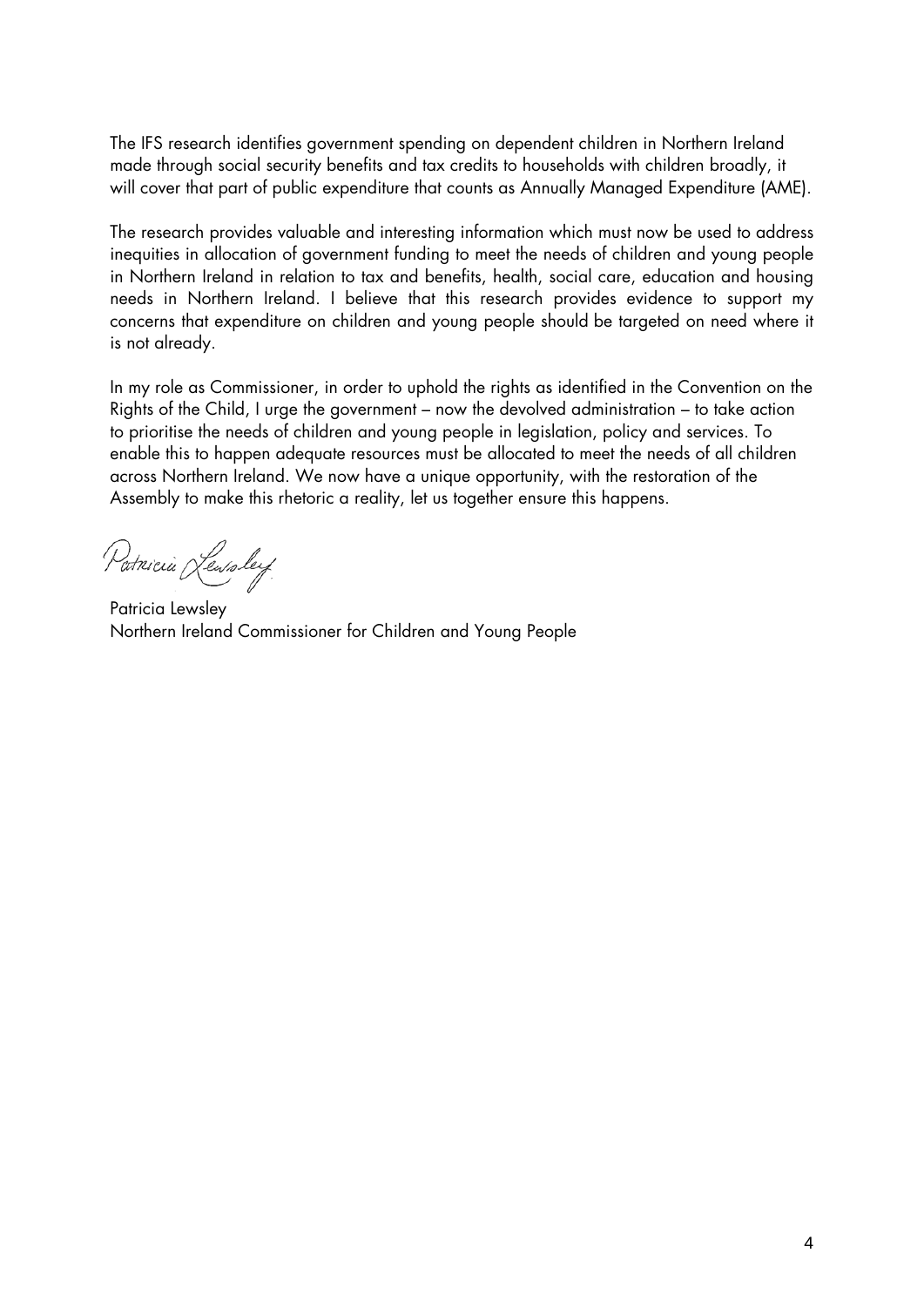The IFS research identifies government spending on dependent children in Northern Ireland made through social security benefits and tax credits to households with children broadly, it will cover that part of public expenditure that counts as Annually Managed Expenditure (AME).

The research provides valuable and interesting information which must now be used to address inequities in allocation of government funding to meet the needs of children and young people in Northern Ireland in relation to tax and benefits, health, social care, education and housing needs in Northern Ireland. I believe that this research provides evidence to support my concerns that expenditure on children and young people should be targeted on need where it is not already.

In my role as Commissioner, in order to uphold the rights as identified in the Convention on the Rights of the Child, I urge the government – now the devolved administration – to take action to prioritise the needs of children and young people in legislation, policy and services. To enable this to happen adequate resources must be allocated to meet the needs of all children across Northern Ireland. We now have a unique opportunity, with the restoration of the Assembly to make this rhetoric a reality, let us together ensure this happens.

Patricia Lewsley

Patricia Lewsley
Northern Ireland Commissioner for Children and Young People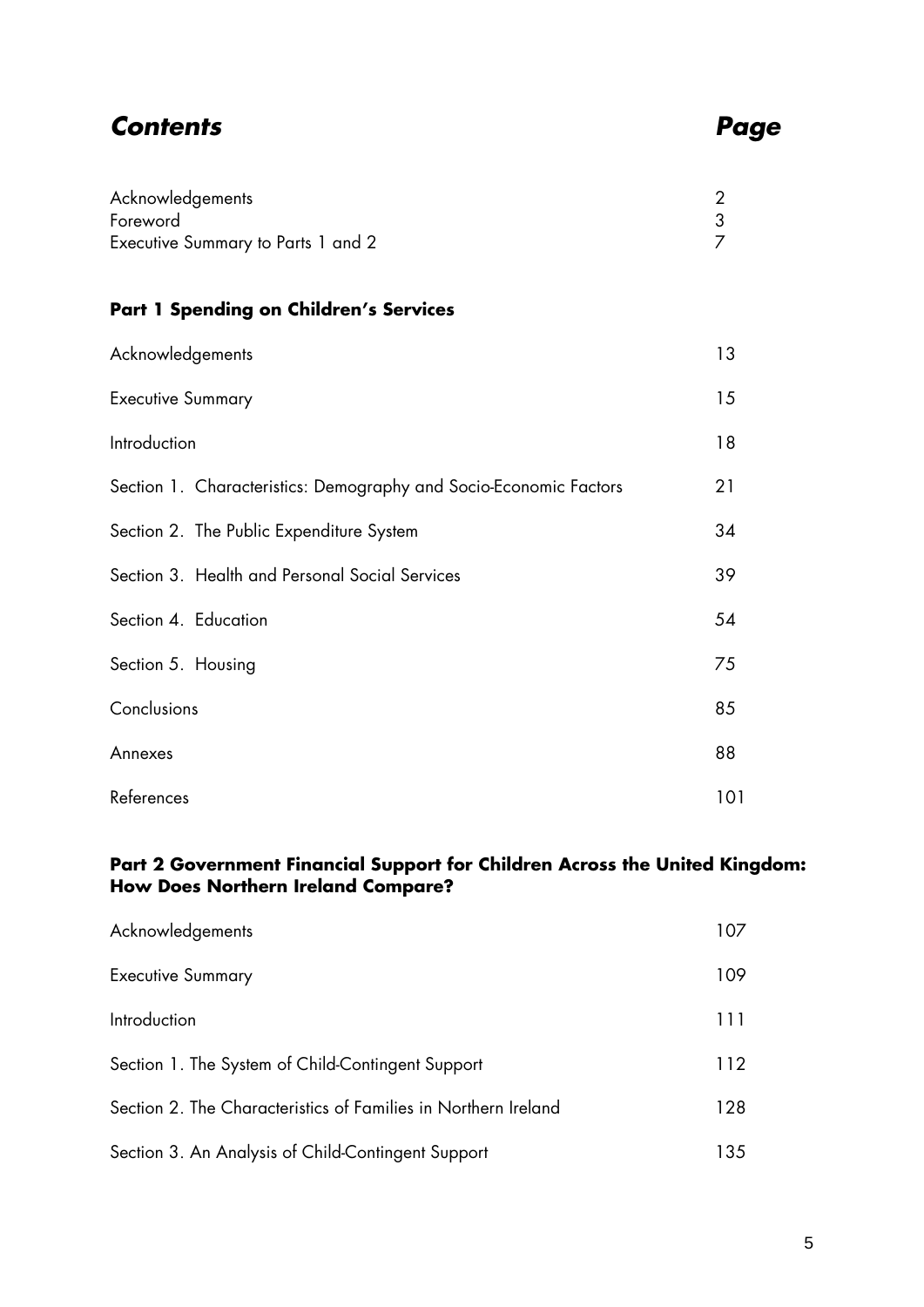# *Contents* *Page*

| | |
|---|---|
| Acknowledgements | 2 |
| Foreword | 3 |
| Executive Summary to Parts 1 and 2 | 7 |

## Part 1 Spending on Children's Services

| | |
|---|---|
| Acknowledgements | 13 |
| Executive Summary | 15 |
| Introduction | 18 |
| Section 1. Characteristics: Demography and Socio-Economic Factors | 21 |
| Section 2. The Public Expenditure System | 34 |
| Section 3. Health and Personal Social Services | 39 |
| Section 4. Education | 54 |
| Section 5. Housing | 75 |
| Conclusions | 85 |
| Annexes | 88 |
| References | 101 |

## Part 2 Government Financial Support for Children Across the United Kingdom: How Does Northern Ireland Compare?

| | |
|---|---|
| Acknowledgements | 107 |
| Executive Summary | 109 |
| Introduction | 111 |
| Section 1. The System of Child-Contingent Support | 112 |
| Section 2. The Characteristics of Families in Northern Ireland | 128 |
| Section 3. An Analysis of Child-Contingent Support | 135 |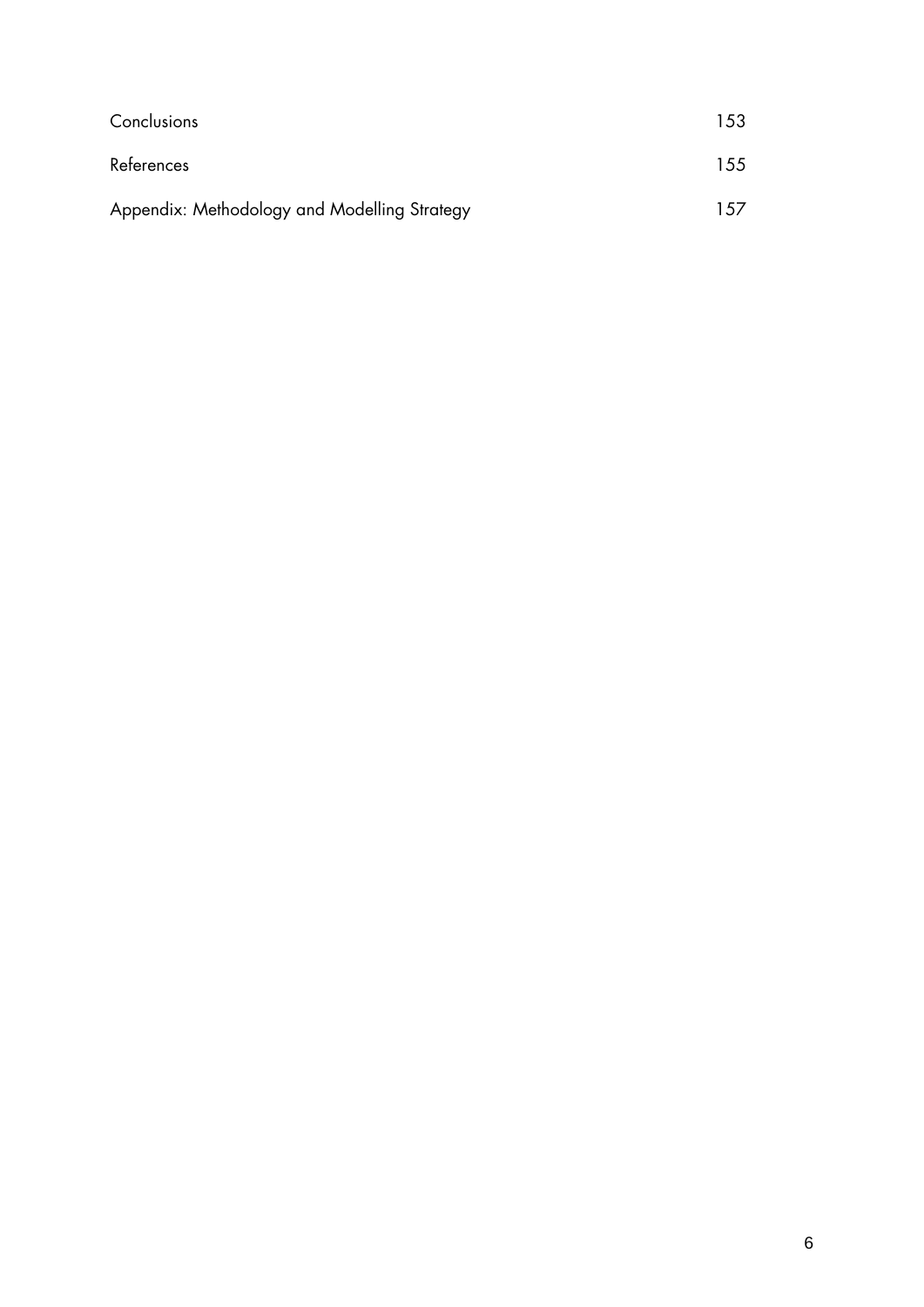| | |
|---|---|
| Conclusions | 153 |
| References | 155 |
| Appendix: Methodology and Modelling Strategy | 157 |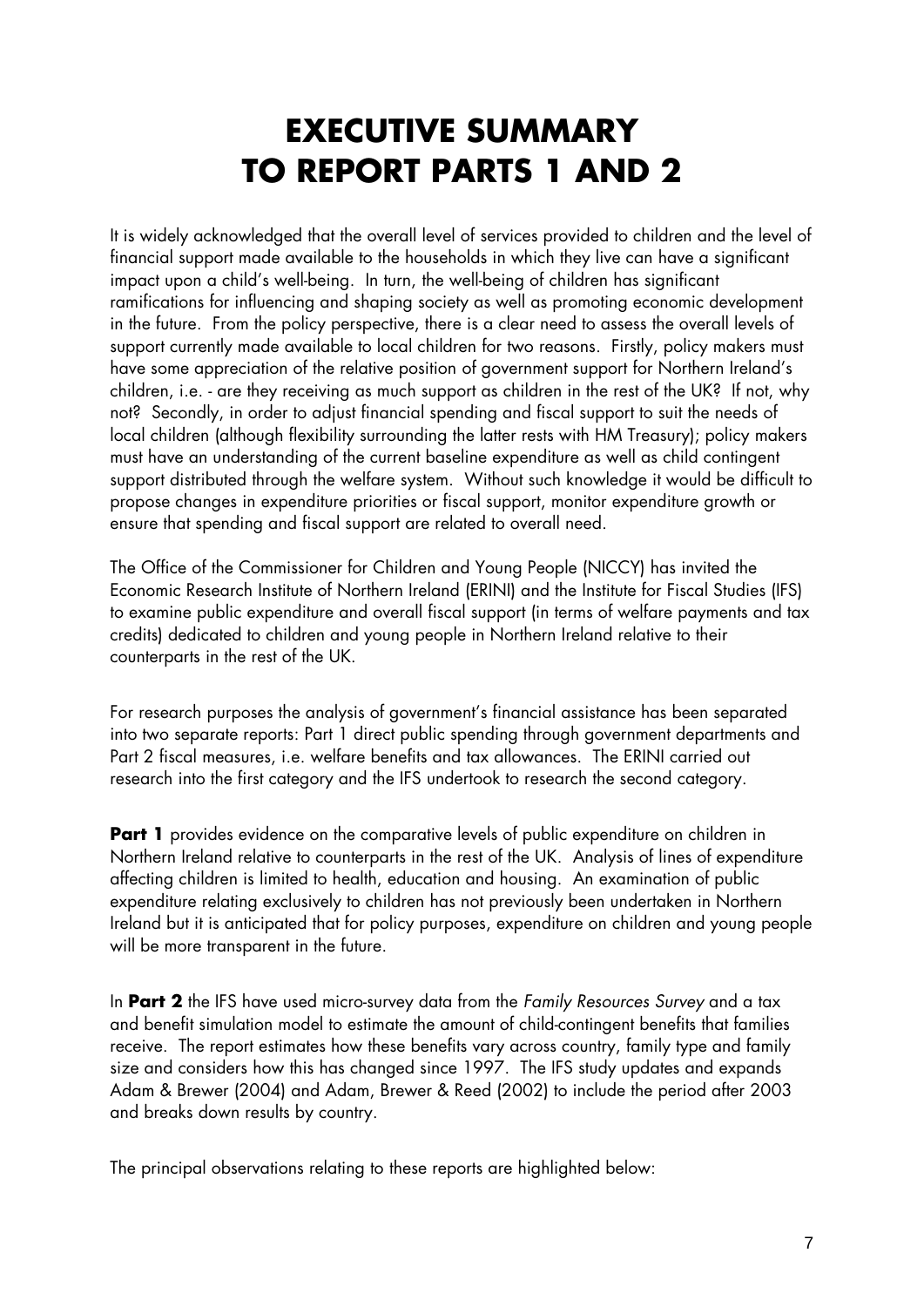# EXECUTIVE SUMMARY TO REPORT PARTS 1 AND 2

It is widely acknowledged that the overall level of services provided to children and the level of financial support made available to the households in which they live can have a significant impact upon a child's well-being. In turn, the well-being of children has significant ramifications for influencing and shaping society as well as promoting economic development in the future. From the policy perspective, there is a clear need to assess the overall levels of support currently made available to local children for two reasons. Firstly, policy makers must have some appreciation of the relative position of government support for Northern Ireland's children, i.e. - are they receiving as much support as children in the rest of the UK? If not, why not? Secondly, in order to adjust financial spending and fiscal support to suit the needs of local children (although flexibility surrounding the latter rests with HM Treasury); policy makers must have an understanding of the current baseline expenditure as well as child contingent support distributed through the welfare system. Without such knowledge it would be difficult to propose changes in expenditure priorities or fiscal support, monitor expenditure growth or ensure that spending and fiscal support are related to overall need.

The Office of the Commissioner for Children and Young People (NICCY) has invited the Economic Research Institute of Northern Ireland (ERINI) and the Institute for Fiscal Studies (IFS) to examine public expenditure and overall fiscal support (in terms of welfare payments and tax credits) dedicated to children and young people in Northern Ireland relative to their counterparts in the rest of the UK.

For research purposes the analysis of government's financial assistance has been separated into two separate reports: Part 1 direct public spending through government departments and Part 2 fiscal measures, i.e. welfare benefits and tax allowances. The ERINI carried out research into the first category and the IFS undertook to research the second category.

**Part 1** provides evidence on the comparative levels of public expenditure on children in Northern Ireland relative to counterparts in the rest of the UK. Analysis of lines of expenditure affecting children is limited to health, education and housing. An examination of public expenditure relating exclusively to children has not previously been undertaken in Northern Ireland but it is anticipated that for policy purposes, expenditure on children and young people will be more transparent in the future.

In **Part 2** the IFS have used micro-survey data from the *Family Resources Survey* and a tax and benefit simulation model to estimate the amount of child-contingent benefits that families receive. The report estimates how these benefits vary across country, family type and family size and considers how this has changed since 1997. The IFS study updates and expands Adam & Brewer (2004) and Adam, Brewer & Reed (2002) to include the period after 2003 and breaks down results by country.

The principal observations relating to these reports are highlighted below: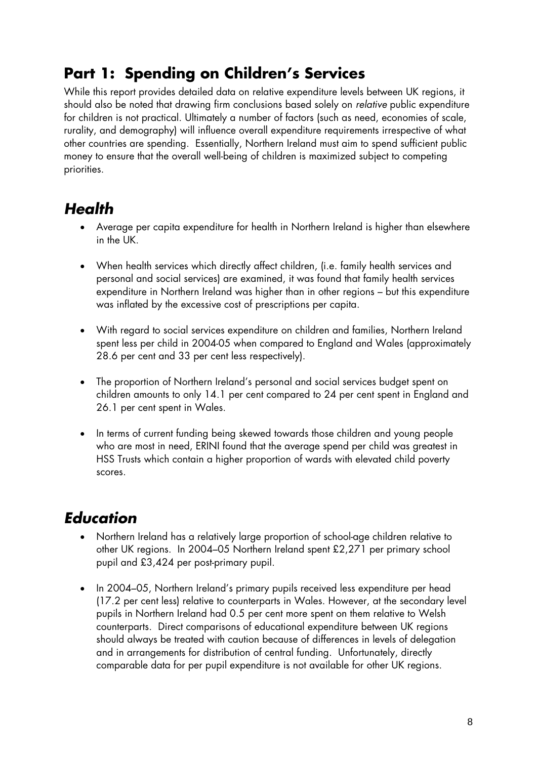# Part 1: Spending on Children's Services

While this report provides detailed data on relative expenditure levels between UK regions, it should also be noted that drawing firm conclusions based solely on *relative* public expenditure for children is not practical. Ultimately a number of factors (such as need, economies of scale, rurality, and demography) will influence overall expenditure requirements irrespective of what other countries are spending. Essentially, Northern Ireland must aim to spend sufficient public money to ensure that the overall well-being of children is maximized subject to competing priorities.

## *Health*

- Average per capita expenditure for health in Northern Ireland is higher than elsewhere in the UK.
- When health services which directly affect children, (i.e. family health services and personal and social services) are examined, it was found that family health services expenditure in Northern Ireland was higher than in other regions – but this expenditure was inflated by the excessive cost of prescriptions per capita.
- With regard to social services expenditure on children and families, Northern Ireland spent less per child in 2004-05 when compared to England and Wales (approximately 28.6 per cent and 33 per cent less respectively).
- The proportion of Northern Ireland's personal and social services budget spent on children amounts to only 14.1 per cent compared to 24 per cent spent in England and 26.1 per cent spent in Wales.
- In terms of current funding being skewed towards those children and young people who are most in need, ERINI found that the average spend per child was greatest in HSS Trusts which contain a higher proportion of wards with elevated child poverty scores.

## *Education*

- Northern Ireland has a relatively large proportion of school-age children relative to other UK regions. In 2004–05 Northern Ireland spent £2,271 per primary school pupil and £3,424 per post-primary pupil.
- In 2004–05, Northern Ireland's primary pupils received less expenditure per head (17.2 per cent less) relative to counterparts in Wales. However, at the secondary level pupils in Northern Ireland had 0.5 per cent more spent on them relative to Welsh counterparts. Direct comparisons of educational expenditure between UK regions should always be treated with caution because of differences in levels of delegation and in arrangements for distribution of central funding. Unfortunately, directly comparable data for per pupil expenditure is not available for other UK regions.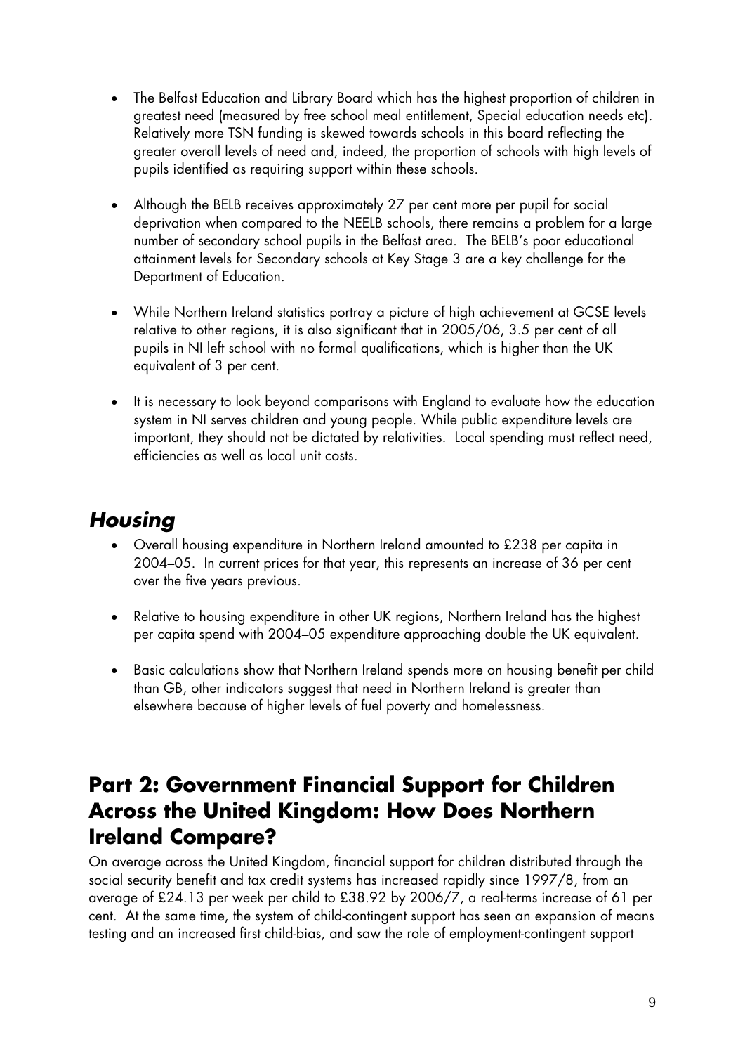- The Belfast Education and Library Board which has the highest proportion of children in greatest need (measured by free school meal entitlement, Special education needs etc). Relatively more TSN funding is skewed towards schools in this board reflecting the greater overall levels of need and, indeed, the proportion of schools with high levels of pupils identified as requiring support within these schools.

- Although the BELB receives approximately 27 per cent more per pupil for social deprivation when compared to the NEELB schools, there remains a problem for a large number of secondary school pupils in the Belfast area. The BELB's poor educational attainment levels for Secondary schools at Key Stage 3 are a key challenge for the Department of Education.

- While Northern Ireland statistics portray a picture of high achievement at GCSE levels relative to other regions, it is also significant that in 2005/06, 3.5 per cent of all pupils in NI left school with no formal qualifications, which is higher than the UK equivalent of 3 per cent.

- It is necessary to look beyond comparisons with England to evaluate how the education system in NI serves children and young people. While public expenditure levels are important, they should not be dictated by relativities. Local spending must reflect need, efficiencies as well as local unit costs.

## *Housing*

- Overall housing expenditure in Northern Ireland amounted to £238 per capita in 2004–05. In current prices for that year, this represents an increase of 36 per cent over the five years previous.

- Relative to housing expenditure in other UK regions, Northern Ireland has the highest per capita spend with 2004–05 expenditure approaching double the UK equivalent.

- Basic calculations show that Northern Ireland spends more on housing benefit per child than GB, other indicators suggest that need in Northern Ireland is greater than elsewhere because of higher levels of fuel poverty and homelessness.

## Part 2: Government Financial Support for Children Across the United Kingdom: How Does Northern Ireland Compare?

On average across the United Kingdom, financial support for children distributed through the social security benefit and tax credit systems has increased rapidly since 1997/8, from an average of £24.13 per week per child to £38.92 by 2006/7, a real-terms increase of 61 per cent. At the same time, the system of child-contingent support has seen an expansion of means testing and an increased first child-bias, and saw the role of employment-contingent support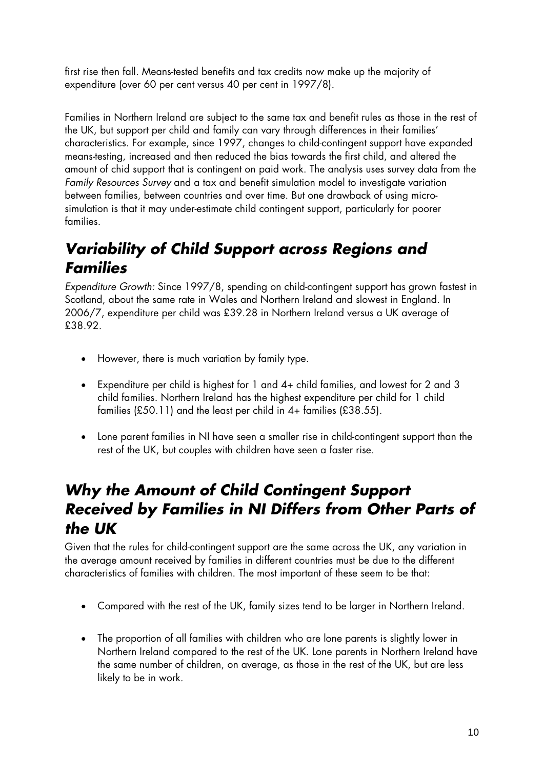first rise then fall. Means-tested benefits and tax credits now make up the majority of expenditure (over 60 per cent versus 40 per cent in 1997/8).

Families in Northern Ireland are subject to the same tax and benefit rules as those in the rest of the UK, but support per child and family can vary through differences in their families' characteristics. For example, since 1997, changes to child-contingent support have expanded means-testing, increased and then reduced the bias towards the first child, and altered the amount of chid support that is contingent on paid work. The analysis uses survey data from the *Family Resources Survey* and a tax and benefit simulation model to investigate variation between families, between countries and over time. But one drawback of using micro-simulation is that it may under-estimate child contingent support, particularly for poorer families.

## *Variability of Child Support across Regions and Families*

*Expenditure Growth:* Since 1997/8, spending on child-contingent support has grown fastest in Scotland, about the same rate in Wales and Northern Ireland and slowest in England. In 2006/7, expenditure per child was £39.28 in Northern Ireland versus a UK average of £38.92.

- However, there is much variation by family type.
- Expenditure per child is highest for 1 and 4+ child families, and lowest for 2 and 3 child families. Northern Ireland has the highest expenditure per child for 1 child families (£50.11) and the least per child in 4+ families (£38.55).
- Lone parent families in NI have seen a smaller rise in child-contingent support than the rest of the UK, but couples with children have seen a faster rise.

## *Why the Amount of Child Contingent Support Received by Families in NI Differs from Other Parts of the UK*

Given that the rules for child-contingent support are the same across the UK, any variation in the average amount received by families in different countries must be due to the different characteristics of families with children. The most important of these seem to be that:

- Compared with the rest of the UK, family sizes tend to be larger in Northern Ireland.
- The proportion of all families with children who are lone parents is slightly lower in Northern Ireland compared to the rest of the UK. Lone parents in Northern Ireland have the same number of children, on average, as those in the rest of the UK, but are less likely to be in work.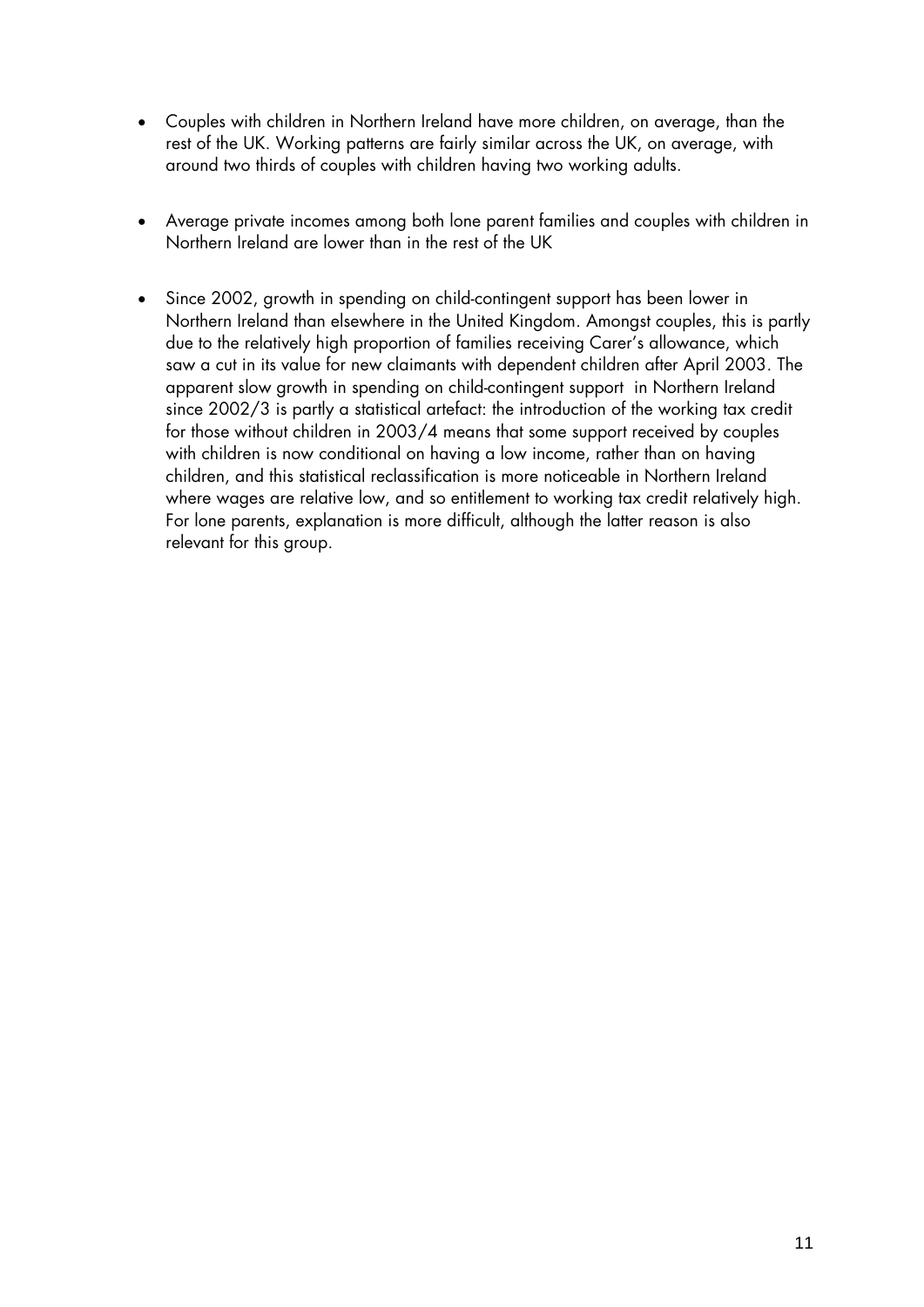- Couples with children in Northern Ireland have more children, on average, than the rest of the UK. Working patterns are fairly similar across the UK, on average, with around two thirds of couples with children having two working adults.

- Average private incomes among both lone parent families and couples with children in Northern Ireland are lower than in the rest of the UK

- Since 2002, growth in spending on child-contingent support has been lower in Northern Ireland than elsewhere in the United Kingdom. Amongst couples, this is partly due to the relatively high proportion of families receiving Carer's allowance, which saw a cut in its value for new claimants with dependent children after April 2003. The apparent slow growth in spending on child-contingent support in Northern Ireland since 2002/3 is partly a statistical artefact: the introduction of the working tax credit for those without children in 2003/4 means that some support received by couples with children is now conditional on having a low income, rather than on having children, and this statistical reclassification is more noticeable in Northern Ireland where wages are relative low, and so entitlement to working tax credit relatively high. For lone parents, explanation is more difficult, although the latter reason is also relevant for this group.